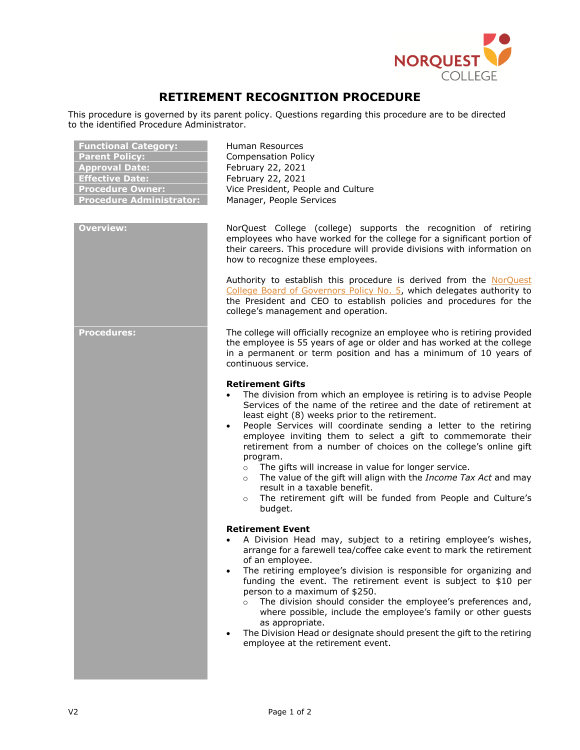# RETIREMENT RECOGNITION PROCEDURE

This procedure is governed by its parent policy. Questions regarding this procedure are to be directed to the identified Procedure Administrator.

| | |
|---|---|
| **Functional Category:** | Human Resources |
| **Parent Policy:** | Compensation Policy |
| **Approval Date:** | February 22, 2021 |
| **Effective Date:** | February 22, 2021 |
| **Procedure Owner:** | Vice President, People and Culture |
| **Procedure Administrator:** | Manager, People Services |

## Overview:

NorQuest College (college) supports the recognition of retiring employees who have worked for the college for a significant portion of their careers. This procedure will provide divisions with information on how to recognize these employees.

Authority to establish this procedure is derived from the NorQuest College Board of Governors Policy No. 5, which delegates authority to the President and CEO to establish policies and procedures for the college's management and operation.

## Procedures:

The college will officially recognize an employee who is retiring provided the employee is 55 years of age or older and has worked at the college in a permanent or term position and has a minimum of 10 years of continuous service.

**Retirement Gifts**

- The division from which an employee is retiring is to advise People Services of the name of the retiree and the date of retirement at least eight (8) weeks prior to the retirement.
- People Services will coordinate sending a letter to the retiring employee inviting them to select a gift to commemorate their retirement from a number of choices on the college's online gift program.
  - The gifts will increase in value for longer service.
  - The value of the gift will align with the *Income Tax Act* and may result in a taxable benefit.
  - The retirement gift will be funded from People and Culture's budget.

**Retirement Event**

- A Division Head may, subject to a retiring employee's wishes, arrange for a farewell tea/coffee cake event to mark the retirement of an employee.
- The retiring employee's division is responsible for organizing and funding the event. The retirement event is subject to $10 per person to a maximum of $250.
  - The division should consider the employee's preferences and, where possible, include the employee's family or other guests as appropriate.
- The Division Head or designate should present the gift to the retiring employee at the retirement event.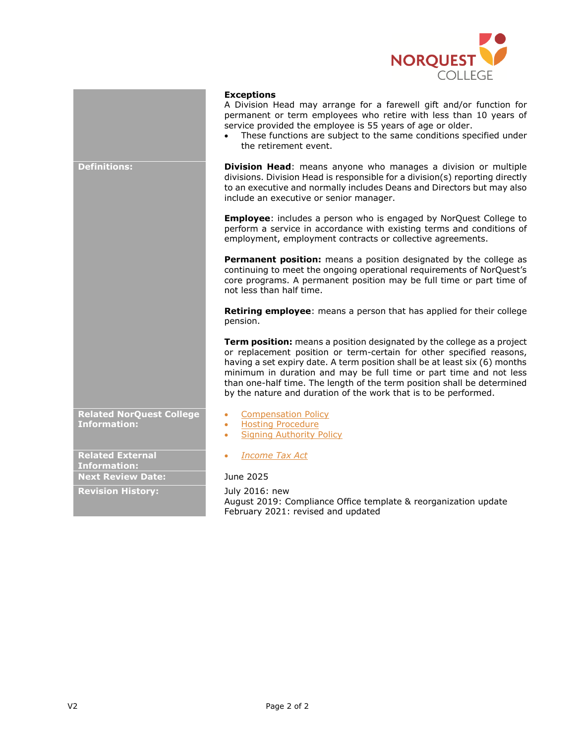| | |
|---|---|
| | **Exceptions**<br>A Division Head may arrange for a farewell gift and/or function for permanent or term employees who retire with less than 10 years of service provided the employee is 55 years of age or older.<br>• These functions are subject to the same conditions specified under the retirement event. |
| **Definitions:** | **Division Head**: means anyone who manages a division or multiple divisions. Division Head is responsible for a division(s) reporting directly to an executive and normally includes Deans and Directors but may also include an executive or senior manager.<br><br>**Employee**: includes a person who is engaged by NorQuest College to perform a service in accordance with existing terms and conditions of employment, employment contracts or collective agreements.<br><br>**Permanent position:** means a position designated by the college as continuing to meet the ongoing operational requirements of NorQuest's core programs. A permanent position may be full time or part time of not less than half time.<br><br>**Retiring employee**: means a person that has applied for their college pension.<br><br>**Term position:** means a position designated by the college as a project or replacement position or term-certain for other specified reasons, having a set expiry date. A term position shall be at least six (6) months minimum in duration and may be full time or part time and not less than one-half time. The length of the term position shall be determined by the nature and duration of the work that is to be performed. |
| **Related NorQuest College Information:** | • Compensation Policy<br>• Hosting Procedure<br>• Signing Authority Policy |
| **Related External Information:** | • *Income Tax Act* |
| **Next Review Date:** | June 2025 |
| **Revision History:** | July 2016: new<br>August 2019: Compliance Office template & reorganization update<br>February 2021: revised and updated |